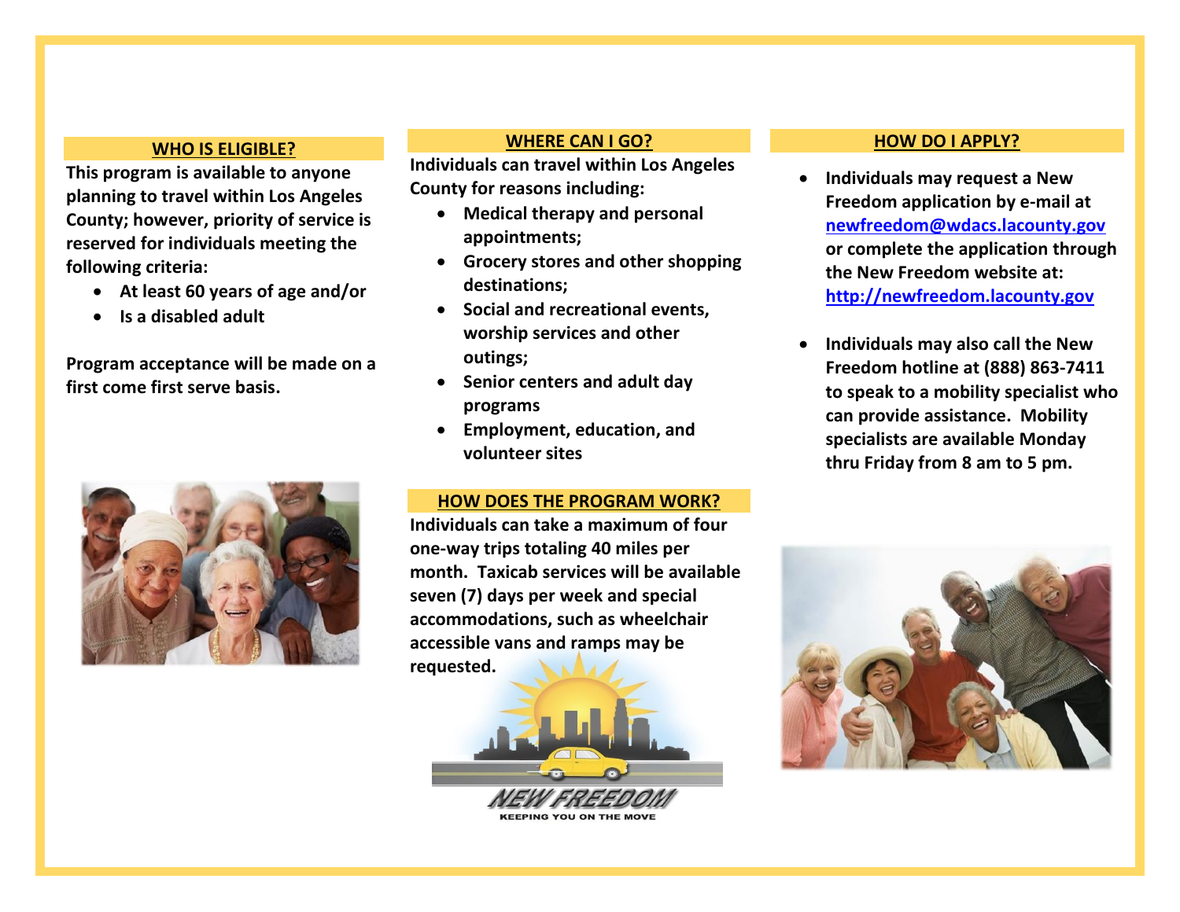## WHO IS ELIGIBLE?

This program is available to anyone planning to travel within Los Angeles County; however, priority of service is reserved for individuals meeting the following criteria:

- At least 60 years of age and/or
- Is a disabled adult

Program acceptance will be made on a first come first serve basis.

## WHERE CAN I GO?

Individuals can travel within Los Angeles County for reasons including:

- Medical therapy and personal appointments;
- Grocery stores and other shopping destinations;
- Social and recreational events, worship services and other outings;
- Senior centers and adult day programs
- Employment, education, and volunteer sites

## HOW DOES THE PROGRAM WORK?

Individuals can take a maximum of four one-way trips totaling 40 miles per month. Taxicab services will be available seven (7) days per week and special accommodations, such as wheelchair accessible vans and ramps may be requested.

NEW FREEDOM

KEEPING YOU ON THE MOVE

## HOW DO I APPLY?

- Individuals may request a New Freedom application by e-mail at newfreedom@wdacs.lacounty.gov or complete the application through the New Freedom website at: http://newfreedom.lacounty.gov
- Individuals may also call the New Freedom hotline at (888) 863-7411 to speak to a mobility specialist who can provide assistance. Mobility specialists are available Monday thru Friday from 8 am to 5 pm.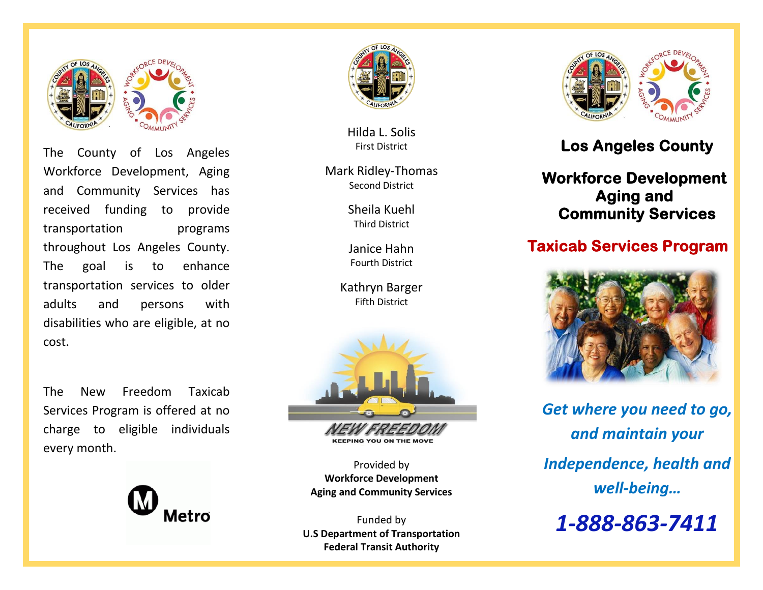The County of Los Angeles Workforce Development, Aging and Community Services has received funding to provide transportation programs throughout Los Angeles County. The goal is to enhance transportation services to older adults and persons with disabilities who are eligible, at no cost.

The New Freedom Taxicab Services Program is offered at no charge to eligible individuals every month.

Metro

Hilda L. Solis
First District

Mark Ridley-Thomas
Second District

Sheila Kuehl
Third District

Janice Hahn
Fourth District

Kathryn Barger
Fifth District

NEW FREEDOM
KEEPING YOU ON THE MOVE

Provided by
**Workforce Development**
**Aging and Community Services**

Funded by
**U.S Department of Transportation**
**Federal Transit Authority**

# Los Angeles County

## Workforce Development Aging and Community Services

## Taxicab Services Program

*Get where you need to go, and maintain your Independence, health and well-being…*

***1-888-863-7411***